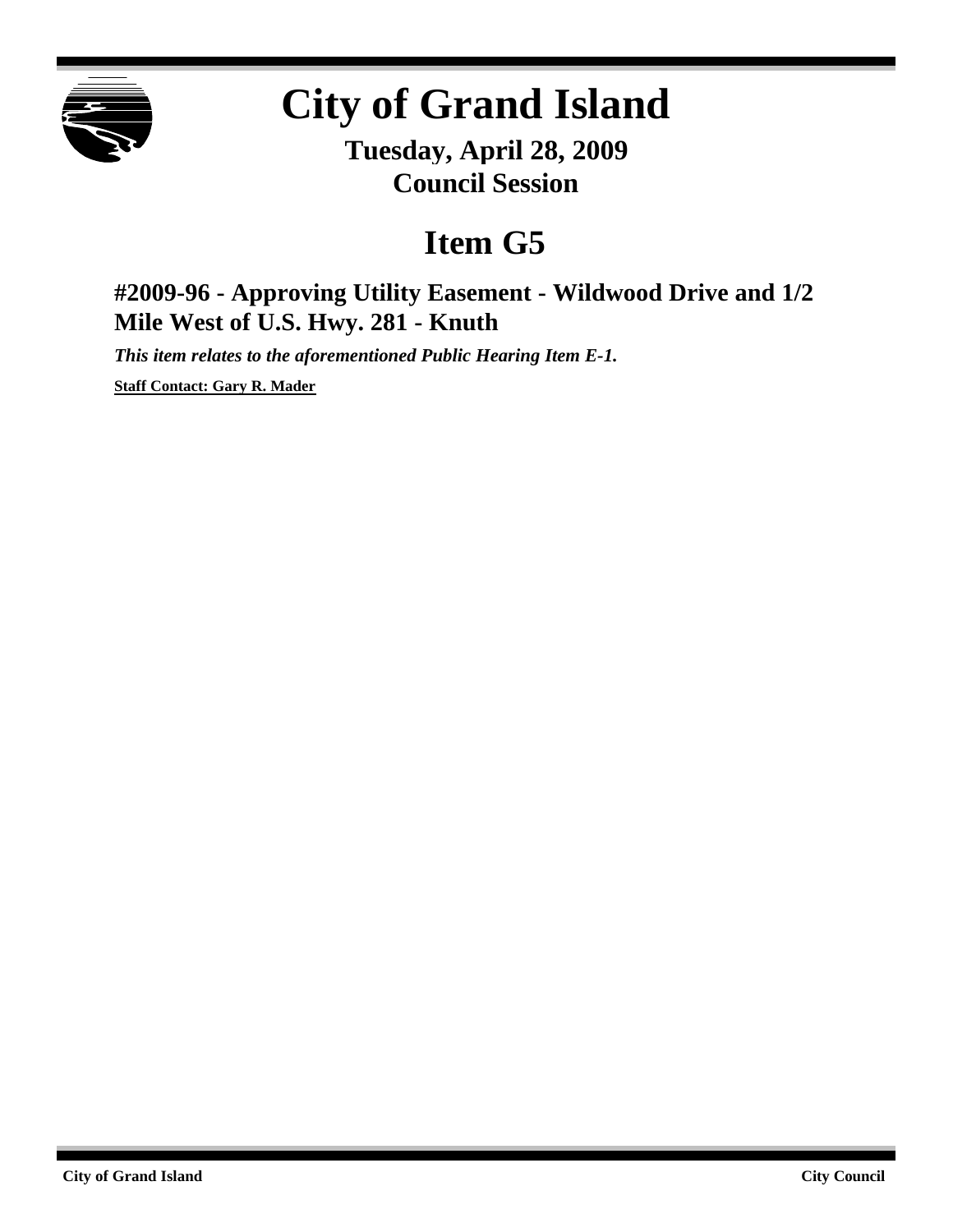# City of Grand Island

**Tuesday, April 28, 2009**
**Council Session**

## Item G5

### #2009-96 - Approving Utility Easement - Wildwood Drive and 1/2 Mile West of U.S. Hwy. 281 - Knuth

***This item relates to the aforementioned Public Hearing Item E-1.***

**Staff Contact: Gary R. Mader**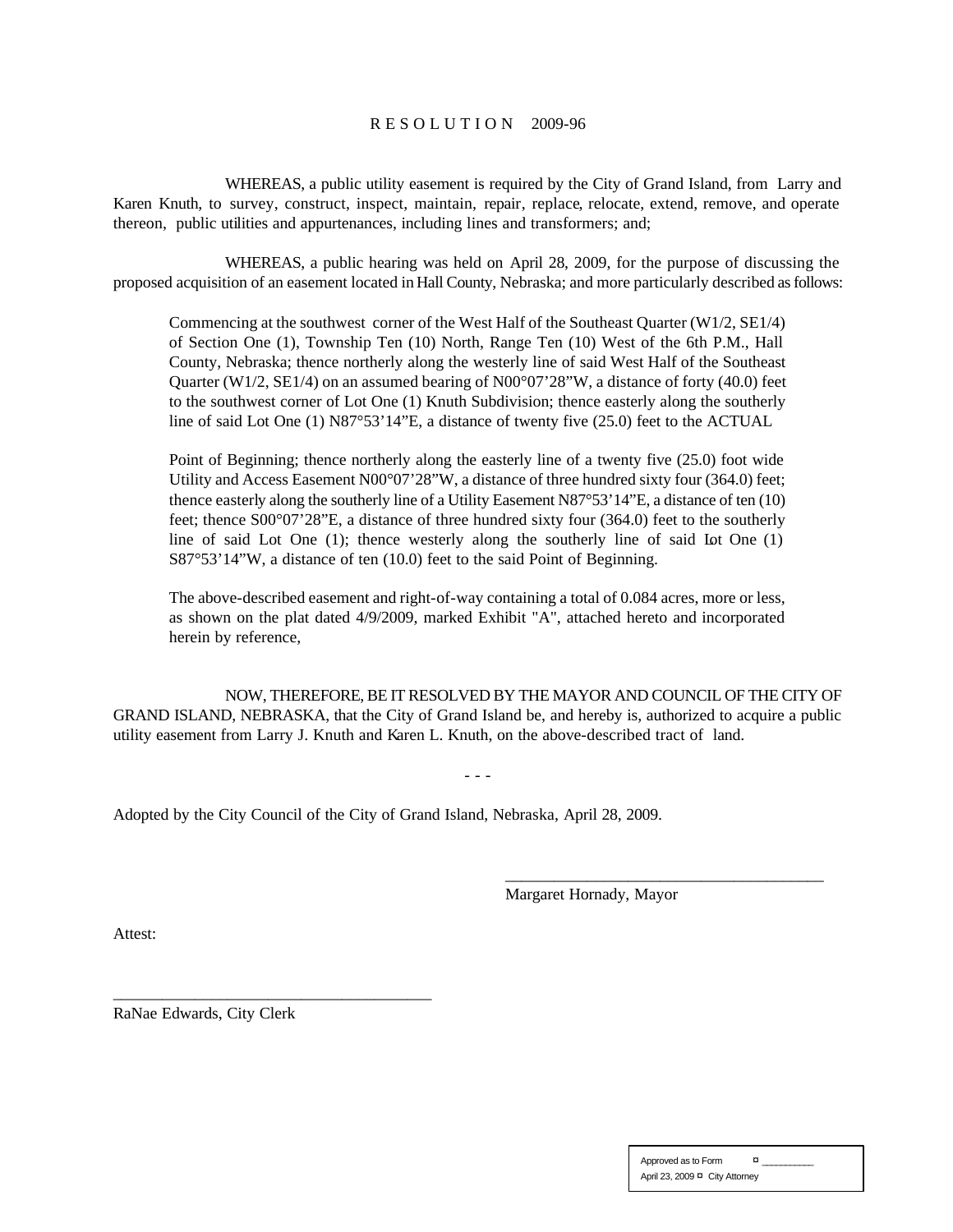# R E S O L U T I O N 2009-96

WHEREAS, a public utility easement is required by the City of Grand Island, from Larry and Karen Knuth, to survey, construct, inspect, maintain, repair, replace, relocate, extend, remove, and operate thereon, public utilities and appurtenances, including lines and transformers; and;

WHEREAS, a public hearing was held on April 28, 2009, for the purpose of discussing the proposed acquisition of an easement located in Hall County, Nebraska; and more particularly described as follows:

> Commencing at the southwest corner of the West Half of the Southeast Quarter (W1/2, SE1/4) of Section One (1), Township Ten (10) North, Range Ten (10) West of the 6th P.M., Hall County, Nebraska; thence northerly along the westerly line of said West Half of the Southeast Quarter (W1/2, SE1/4) on an assumed bearing of N00°07'28"W, a distance of forty (40.0) feet to the southwest corner of Lot One (1) Knuth Subdivision; thence easterly along the southerly line of said Lot One (1) N87°53'14"E, a distance of twenty five (25.0) feet to the ACTUAL
>
> Point of Beginning; thence northerly along the easterly line of a twenty five (25.0) foot wide Utility and Access Easement N00°07'28"W, a distance of three hundred sixty four (364.0) feet; thence easterly along the southerly line of a Utility Easement N87°53'14"E, a distance of ten (10) feet; thence S00°07'28"E, a distance of three hundred sixty four (364.0) feet to the southerly line of said Lot One (1); thence westerly along the southerly line of said Lot One (1) S87°53'14"W, a distance of ten (10.0) feet to the said Point of Beginning.
>
> The above-described easement and right-of-way containing a total of 0.084 acres, more or less, as shown on the plat dated 4/9/2009, marked Exhibit "A", attached hereto and incorporated herein by reference,

NOW, THEREFORE, BE IT RESOLVED BY THE MAYOR AND COUNCIL OF THE CITY OF GRAND ISLAND, NEBRASKA, that the City of Grand Island be, and hereby is, authorized to acquire a public utility easement from Larry J. Knuth and Karen L. Knuth, on the above-described tract of land.

- - -

Adopted by the City Council of the City of Grand Island, Nebraska, April 28, 2009.

_______________________________________
Margaret Hornady, Mayor

Attest:

_______________________________________
RaNae Edwards, City Clerk

Approved as to Form ¤ ___________
April 23, 2009 ¤ City Attorney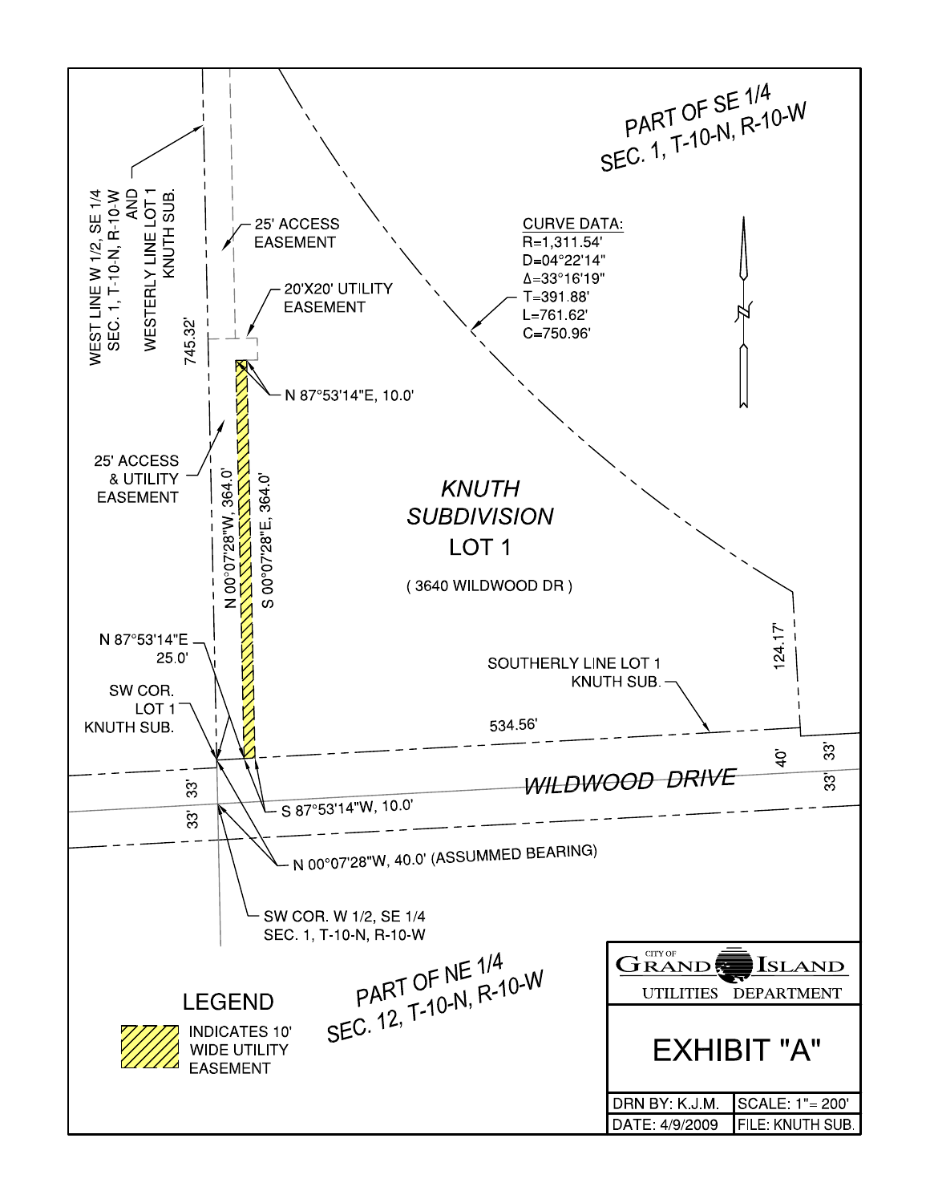PART OF SE 1/4
SEC. 1, T-10-N, R-10-W

WEST LINE W 1/2, SE 1/4
SEC. 1, T-10-N, R-10-W
AND
WESTERLY LINE LOT 1
KNUTH SUB.

745.32'

25' ACCESS
EASEMENT

20'X20' UTILITY
EASEMENT

CURVE DATA:
R=1,311.54'
D=04°22'14"
Δ=33°16'19"
T=391.88'
L=761.62'
C=750.96'

N

N 87°53'14"E, 10.0'

25' ACCESS
& UTILITY
EASEMENT

N 00°07'28"W, 364.0'

S 00°07'28"E, 364.0'

KNUTH
SUBDIVISION
LOT 1

( 3640 WILDWOOD DR )

124.17'

N 87°53'14"E
25.0'

SOUTHERLY LINE LOT 1
KNUTH SUB.

SW COR.
LOT 1
KNUTH SUB.

534.56'

40'

33'

33'

33'

33'

WILDWOOD DRIVE

S 87°53'14"W, 10.0'

N 00°07'28"W, 40.0' (ASSUMMED BEARING)

SW COR. W 1/2, SE 1/4
SEC. 1, T-10-N, R-10-W

PART OF NE 1/4
SEC. 12, T-10-N, R-10-W

LEGEND

INDICATES 10' WIDE UTILITY EASEMENT

CITY OF GRAND ISLAND
UTILITIES DEPARTMENT

# EXHIBIT "A"

| | |
|---|---|
| DRN BY: K.J.M. | SCALE: 1"= 200' |
| DATE: 4/9/2009 | FILE: KNUTH SUB. |